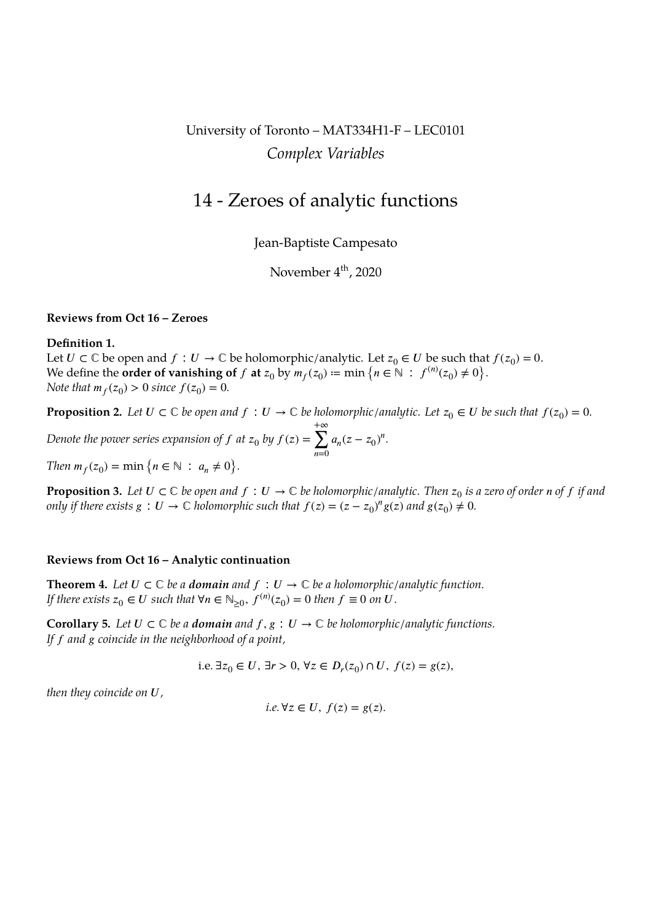University of Toronto – MAT334H1-F – LEC0101

*Complex Variables*

# 14 - Zeroes of analytic functions

Jean-Baptiste Campesato

November 4th, 2020

**Reviews from Oct 16 – Zeroes**

**Definition 1.**
Let $U \subset \mathbb{C}$ be open and $f : U \to \mathbb{C}$ be holomorphic/analytic. Let $z_0 \in U$ be such that $f(z_0) = 0$.
We define the **order of vanishing of** $f$ **at** $z_0$ by $m_f(z_0) \coloneqq \min\left\{n \in \mathbb{N} \;:\; f^{(n)}(z_0) \neq 0\right\}$.
*Note that $m_f(z_0) > 0$ since $f(z_0) = 0$.*

**Proposition 2.** *Let $U \subset \mathbb{C}$ be open and $f : U \to \mathbb{C}$ be holomorphic/analytic. Let $z_0 \in U$ be such that $f(z_0) = 0$. Denote the power series expansion of $f$ at $z_0$ by $f(z) = \sum_{n=0}^{+\infty} a_n (z - z_0)^n$.
Then $m_f(z_0) = \min\left\{n \in \mathbb{N} \;:\; a_n \neq 0\right\}$.*

**Proposition 3.** *Let $U \subset \mathbb{C}$ be open and $f : U \to \mathbb{C}$ be holomorphic/analytic. Then $z_0$ is a zero of order $n$ of $f$ if and only if there exists $g : U \to \mathbb{C}$ holomorphic such that $f(z) = (z - z_0)^n g(z)$ and $g(z_0) \neq 0$.*

**Reviews from Oct 16 – Analytic continuation**

**Theorem 4.** *Let $U \subset \mathbb{C}$ be a **domain** and $f : U \to \mathbb{C}$ be a holomorphic/analytic function.
If there exists $z_0 \in U$ such that $\forall n \in \mathbb{N}_{\geq 0},\ f^{(n)}(z_0) = 0$ then $f \equiv 0$ on $U$.*

**Corollary 5.** *Let $U \subset \mathbb{C}$ be a **domain** and $f, g : U \to \mathbb{C}$ be holomorphic/analytic functions.
If $f$ and $g$ coincide in the neighborhood of a point,*

$$\text{i.e. } \exists z_0 \in U,\ \exists r > 0,\ \forall z \in D_r(z_0) \cap U,\ f(z) = g(z),$$

*then they coincide on $U$,*

$$\text{i.e. } \forall z \in U,\ f(z) = g(z).$$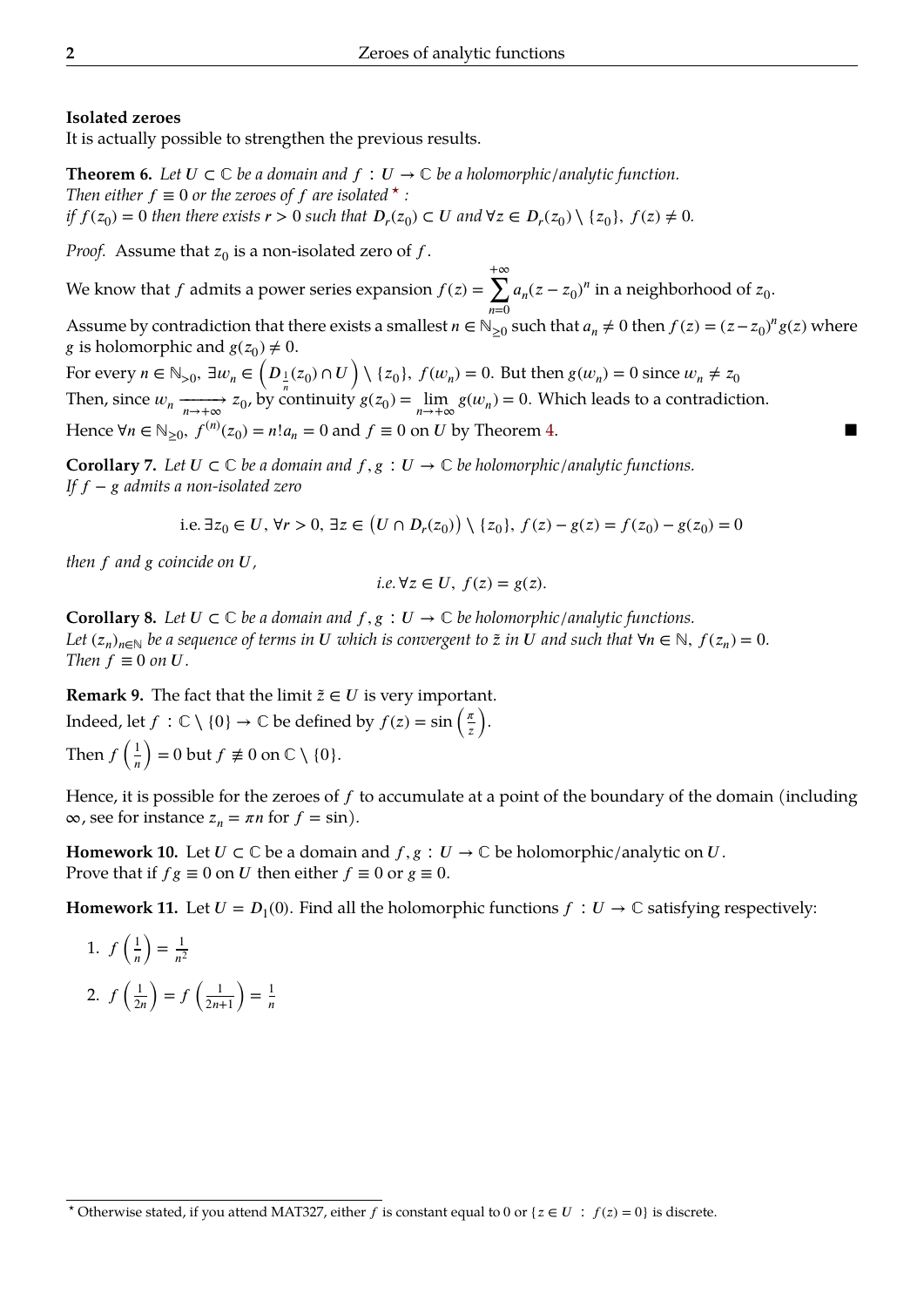**Isolated zeroes**

It is actually possible to strengthen the previous results.

**Theorem 6.** *Let $U \subset \mathbb{C}$ be a domain and $f : U \to \mathbb{C}$ be a holomorphic/analytic function. Then either $f \equiv 0$ or the zeroes of $f$ are isolated* * *:*
*if $f(z_0) = 0$ then there exists $r > 0$ such that $D_r(z_0) \subset U$ and $\forall z \in D_r(z_0) \setminus \{z_0\},\ f(z) \neq 0$.*

*Proof.* Assume that $z_0$ is a non-isolated zero of $f$.

We know that $f$ admits a power series expansion $f(z) = \sum_{n=0}^{+\infty} a_n (z - z_0)^n$ in a neighborhood of $z_0$.

Assume by contradiction that there exists a smallest $n \in \mathbb{N}_{\geq 0}$ such that $a_n \neq 0$ then $f(z) = (z - z_0)^n g(z)$ where $g$ is holomorphic and $g(z_0) \neq 0$.

For every $n \in \mathbb{N}_{>0}$, $\exists w_n \in \left(D_{\frac{1}{n}}(z_0) \cap U\right) \setminus \{z_0\},\ f(w_n) = 0$. But then $g(w_n) = 0$ since $w_n \neq z_0$

Then, since $w_n \xrightarrow[n \to +\infty]{} z_0$, by continuity $g(z_0) = \lim_{n \to +\infty} g(w_n) = 0$. Which leads to a contradiction.

Hence $\forall n \in \mathbb{N}_{\geq 0},\ f^{(n)}(z_0) = n! a_n = 0$ and $f \equiv 0$ on $U$ by Theorem 4. ■

**Corollary 7.** *Let $U \subset \mathbb{C}$ be a domain and $f, g : U \to \mathbb{C}$ be holomorphic/analytic functions. If $f - g$ admits a non-isolated zero*

$$\text{i.e. } \exists z_0 \in U,\ \forall r > 0,\ \exists z \in \left(U \cap D_r(z_0)\right) \setminus \{z_0\},\ f(z) - g(z) = f(z_0) - g(z_0) = 0$$

*then $f$ and $g$ coincide on $U$,*

$$\text{i.e. } \forall z \in U,\ f(z) = g(z).$$

**Corollary 8.** *Let $U \subset \mathbb{C}$ be a domain and $f, g : U \to \mathbb{C}$ be holomorphic/analytic functions. Let $(z_n)_{n \in \mathbb{N}}$ be a sequence of terms in $U$ which is convergent to $\tilde{z}$ in $U$ and such that $\forall n \in \mathbb{N},\ f(z_n) = 0$. Then $f \equiv 0$ on $U$.*

**Remark 9.** The fact that the limit $\tilde{z} \in U$ is very important.
Indeed, let $f : \mathbb{C} \setminus \{0\} \to \mathbb{C}$ be defined by $f(z) = \sin\left(\frac{\pi}{z}\right)$.
Then $f\left(\frac{1}{n}\right) = 0$ but $f \not\equiv 0$ on $\mathbb{C} \setminus \{0\}$.

Hence, it is possible for the zeroes of $f$ to accumulate at a point of the boundary of the domain (including $\infty$, see for instance $z_n = \pi n$ for $f = \sin$).

**Homework 10.** Let $U \subset \mathbb{C}$ be a domain and $f, g : U \to \mathbb{C}$ be holomorphic/analytic on $U$.
Prove that if $fg \equiv 0$ on $U$ then either $f \equiv 0$ or $g \equiv 0$.

**Homework 11.** Let $U = D_1(0)$. Find all the holomorphic functions $f : U \to \mathbb{C}$ satisfying respectively:

1. $f\left(\frac{1}{n}\right) = \frac{1}{n^2}$
2. $f\left(\frac{1}{2n}\right) = f\left(\frac{1}{2n+1}\right) = \frac{1}{n}$

* Otherwise stated, if you attend MAT327, either $f$ is constant equal to 0 or $\{z \in U : f(z) = 0\}$ is discrete.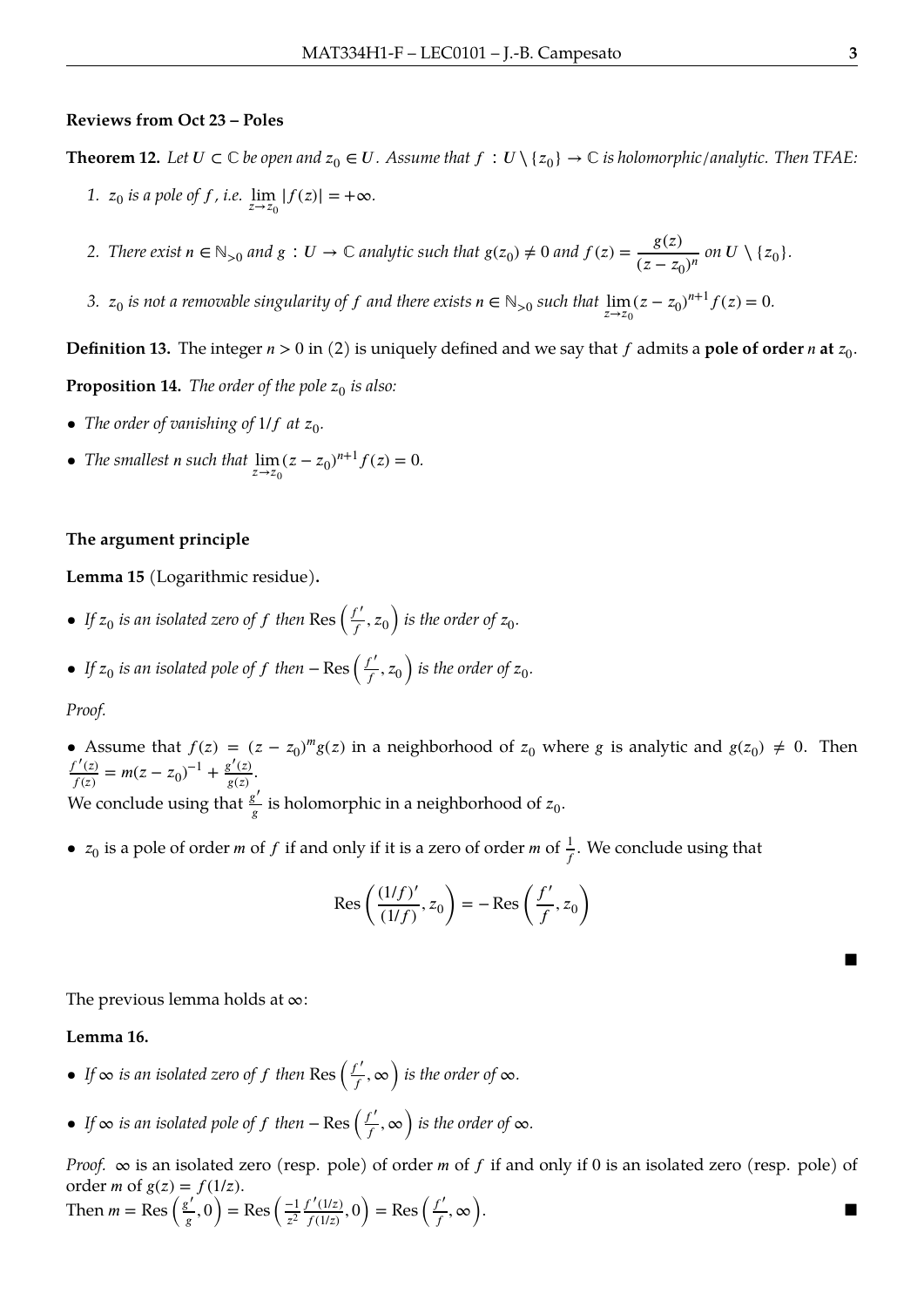### Reviews from Oct 23 – Poles

**Theorem 12.** *Let $U \subset \mathbb{C}$ be open and $z_0 \in U$. Assume that $f : U \setminus \{z_0\} \to \mathbb{C}$ is holomorphic/analytic. Then TFAE:*

1. *$z_0$ is a pole of $f$, i.e. $\lim_{z \to z_0} |f(z)| = +\infty$.*
2. *There exist $n \in \mathbb{N}_{>0}$ and $g : U \to \mathbb{C}$ analytic such that $g(z_0) \neq 0$ and $f(z) = \dfrac{g(z)}{(z - z_0)^n}$ on $U \setminus \{z_0\}$.*
3. *$z_0$ is not a removable singularity of $f$ and there exists $n \in \mathbb{N}_{>0}$ such that $\lim_{z \to z_0} (z - z_0)^{n+1} f(z) = 0$.*

**Definition 13.** The integer $n > 0$ in (2) is uniquely defined and we say that $f$ admits a **pole of order $n$ at $z_0$**.

**Proposition 14.** *The order of the pole $z_0$ is also:*

- *The order of vanishing of $1/f$ at $z_0$.*
- *The smallest $n$ such that $\lim_{z \to z_0} (z - z_0)^{n+1} f(z) = 0$.*

### The argument principle

**Lemma 15** (Logarithmic residue)**.**

- *If $z_0$ is an isolated zero of $f$ then $\operatorname{Res}\left(\frac{f'}{f}, z_0\right)$ is the order of $z_0$.*
- *If $z_0$ is an isolated pole of $f$ then $-\operatorname{Res}\left(\frac{f'}{f}, z_0\right)$ is the order of $z_0$.*

*Proof.*

- Assume that $f(z) = (z - z_0)^m g(z)$ in a neighborhood of $z_0$ where $g$ is analytic and $g(z_0) \neq 0$. Then $\frac{f'(z)}{f(z)} = m(z - z_0)^{-1} + \frac{g'(z)}{g(z)}$.
  We conclude using that $\frac{g'}{g}$ is holomorphic in a neighborhood of $z_0$.
- $z_0$ is a pole of order $m$ of $f$ if and only if it is a zero of order $m$ of $\frac{1}{f}$. We conclude using that

$$\operatorname{Res}\left(\frac{(1/f)'}{(1/f)}, z_0\right) = -\operatorname{Res}\left(\frac{f'}{f}, z_0\right)$$

∎

The previous lemma holds at $\infty$:

**Lemma 16.**

- *If $\infty$ is an isolated zero of $f$ then $\operatorname{Res}\left(\frac{f'}{f}, \infty\right)$ is the order of $\infty$.*
- *If $\infty$ is an isolated pole of $f$ then $-\operatorname{Res}\left(\frac{f'}{f}, \infty\right)$ is the order of $\infty$.*

*Proof.* $\infty$ is an isolated zero (resp. pole) of order $m$ of $f$ if and only if 0 is an isolated zero (resp. pole) of order $m$ of $g(z) = f(1/z)$.
Then $m = \operatorname{Res}\left(\frac{g'}{g}, 0\right) = \operatorname{Res}\left(\frac{-1}{z^2}\frac{f'(1/z)}{f(1/z)}, 0\right) = \operatorname{Res}\left(\frac{f'}{f}, \infty\right)$. ∎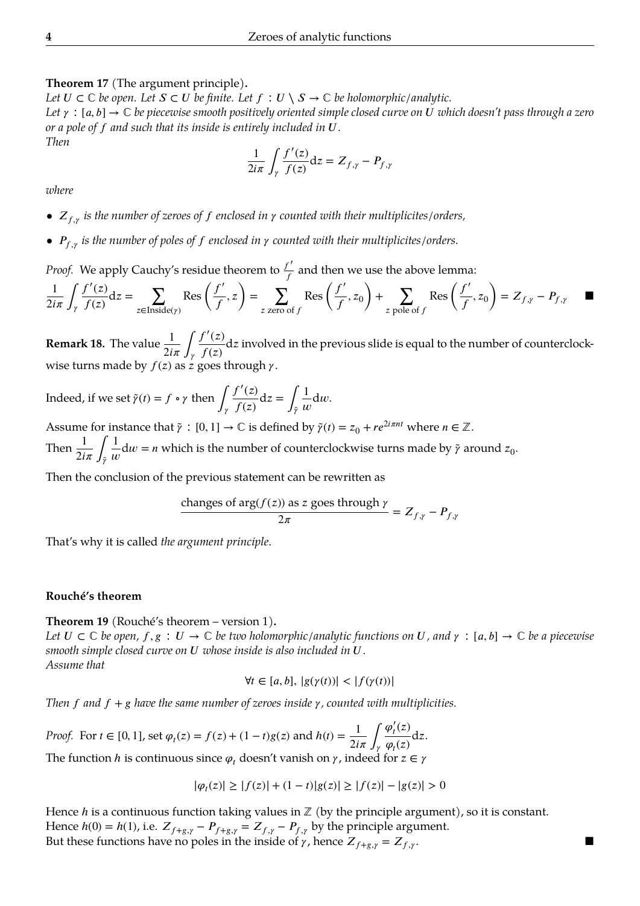**Theorem 17** (The argument principle)**.**
*Let $U \subset \mathbb{C}$ be open. Let $S \subset U$ be finite. Let $f : U \setminus S \to \mathbb{C}$ be holomorphic/analytic.*
*Let $\gamma : [a,b] \to \mathbb{C}$ be piecewise smooth positively oriented simple closed curve on $U$ which doesn't pass through a zero or a pole of $f$ and such that its inside is entirely included in $U$.*
*Then*

$$\frac{1}{2i\pi}\int_\gamma \frac{f'(z)}{f(z)}\mathrm{d}z = Z_{f,\gamma} - P_{f,\gamma}$$

*where*

- *$Z_{f,\gamma}$ is the number of zeroes of $f$ enclosed in $\gamma$ counted with their multiplicites/orders,*
- *$P_{f,\gamma}$ is the number of poles of $f$ enclosed in $\gamma$ counted with their multiplicites/orders.*

*Proof.* We apply Cauchy's residue theorem to $\frac{f'}{f}$ and then we use the above lemma:

$$\frac{1}{2i\pi}\int_\gamma \frac{f'(z)}{f(z)}\mathrm{d}z = \sum_{z\in\mathrm{Inside}(\gamma)} \mathrm{Res}\left(\frac{f'}{f}, z\right) = \sum_{z \text{ zero of } f} \mathrm{Res}\left(\frac{f'}{f}, z_0\right) + \sum_{z \text{ pole of } f} \mathrm{Res}\left(\frac{f'}{f}, z_0\right) = Z_{f,\gamma} - P_{f,\gamma}$$

■

**Remark 18.** The value $\frac{1}{2i\pi}\int_\gamma \frac{f'(z)}{f(z)}\mathrm{d}z$ involved in the previous slide is equal to the number of counterclockwise turns made by $f(z)$ as $z$ goes through $\gamma$.

Indeed, if we set $\tilde{\gamma}(t) = f \circ \gamma$ then $\int_\gamma \frac{f'(z)}{f(z)}\mathrm{d}z = \int_{\tilde{\gamma}} \frac{1}{w}\mathrm{d}w$.

Assume for instance that $\tilde{\gamma} : [0,1] \to \mathbb{C}$ is defined by $\tilde{\gamma}(t) = z_0 + re^{2i\pi nt}$ where $n \in \mathbb{Z}$.
Then $\frac{1}{2i\pi}\int_{\tilde{\gamma}} \frac{1}{w}\mathrm{d}w = n$ which is the number of counterclockwise turns made by $\tilde{\gamma}$ around $z_0$.

Then the conclusion of the previous statement can be rewritten as

$$\frac{\text{changes of } \arg(f(z)) \text{ as } z \text{ goes through } \gamma}{2\pi} = Z_{f,\gamma} - P_{f,\gamma}$$

That's why it is called *the argument principle*.

### Rouché's theorem

**Theorem 19** (Rouché's theorem – version 1)**.**
*Let $U \subset \mathbb{C}$ be open, $f, g : U \to \mathbb{C}$ be two holomorphic/analytic functions on $U$, and $\gamma : [a,b] \to \mathbb{C}$ be a piecewise smooth simple closed curve on $U$ whose inside is also included in $U$.*
*Assume that*

$$\forall t \in [a,b],\ |g(\gamma(t))| < |f(\gamma(t))|$$

*Then $f$ and $f + g$ have the same number of zeroes inside $\gamma$, counted with multiplicities.*

*Proof.* For $t \in [0,1]$, set $\varphi_t(z) = f(z) + (1-t)g(z)$ and $h(t) = \frac{1}{2i\pi}\int_\gamma \frac{\varphi_t'(z)}{\varphi_t(z)}\mathrm{d}z$.
The function $h$ is continuous since $\varphi_t$ doesn't vanish on $\gamma$, indeed for $z \in \gamma$

$$|\varphi_t(z)| \geq |f(z)| + (1-t)|g(z)| \geq |f(z)| - |g(z)| > 0$$

Hence $h$ is a continuous function taking values in $\mathbb{Z}$ (by the principle argument), so it is constant.
Hence $h(0) = h(1)$, i.e. $Z_{f+g,\gamma} - P_{f+g,\gamma} = Z_{f,\gamma} - P_{f,\gamma}$ by the principle argument.
But these functions have no poles in the inside of $\gamma$, hence $Z_{f+g,\gamma} = Z_{f,\gamma}$. ■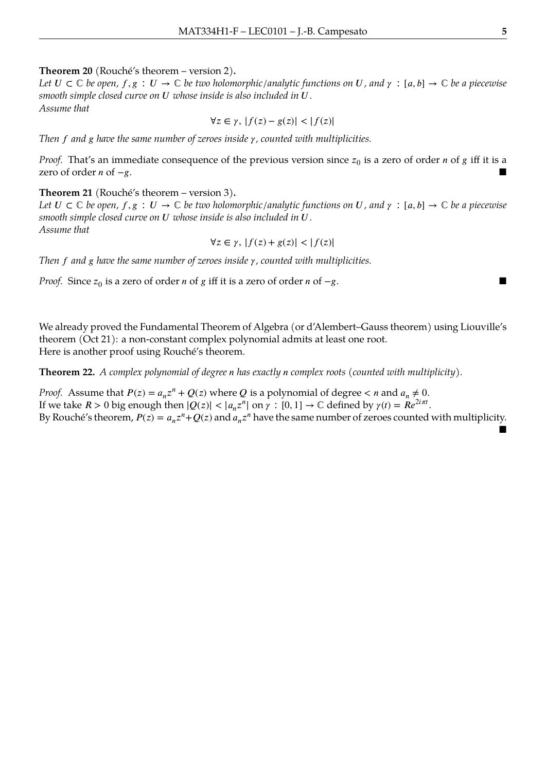**Theorem 20** (Rouché's theorem – version 2)**.**
*Let $U \subset \mathbb{C}$ be open, $f, g : U \to \mathbb{C}$ be two holomorphic/analytic functions on $U$, and $\gamma : [a, b] \to \mathbb{C}$ be a piecewise smooth simple closed curve on $U$ whose inside is also included in $U$.*
*Assume that*

$$\forall z \in \gamma,\ |f(z) - g(z)| < |f(z)|$$

*Then $f$ and $g$ have the same number of zeroes inside $\gamma$, counted with multiplicities.*

*Proof.* That's an immediate consequence of the previous version since $z_0$ is a zero of order $n$ of $g$ iff it is a zero of order $n$ of $-g$. ∎

**Theorem 21** (Rouché's theorem – version 3)**.**
*Let $U \subset \mathbb{C}$ be open, $f, g : U \to \mathbb{C}$ be two holomorphic/analytic functions on $U$, and $\gamma : [a, b] \to \mathbb{C}$ be a piecewise smooth simple closed curve on $U$ whose inside is also included in $U$.*
*Assume that*

$$\forall z \in \gamma,\ |f(z) + g(z)| < |f(z)|$$

*Then $f$ and $g$ have the same number of zeroes inside $\gamma$, counted with multiplicities.*

*Proof.* Since $z_0$ is a zero of order $n$ of $g$ iff it is a zero of order $n$ of $-g$. ∎

We already proved the Fundamental Theorem of Algebra (or d'Alembert–Gauss theorem) using Liouville's theorem (Oct 21): a non-constant complex polynomial admits at least one root.
Here is another proof using Rouché's theorem.

**Theorem 22.** *A complex polynomial of degree n has exactly n complex roots (counted with multiplicity).*

*Proof.* Assume that $P(z) = a_n z^n + Q(z)$ where $Q$ is a polynomial of degree $< n$ and $a_n \neq 0$.
If we take $R > 0$ big enough then $|Q(z)| < |a_n z^n|$ on $\gamma : [0, 1] \to \mathbb{C}$ defined by $\gamma(t) = Re^{2i\pi t}$.
By Rouché's theorem, $P(z) = a_n z^n + Q(z)$ and $a_n z^n$ have the same number of zeroes counted with multiplicity. ∎